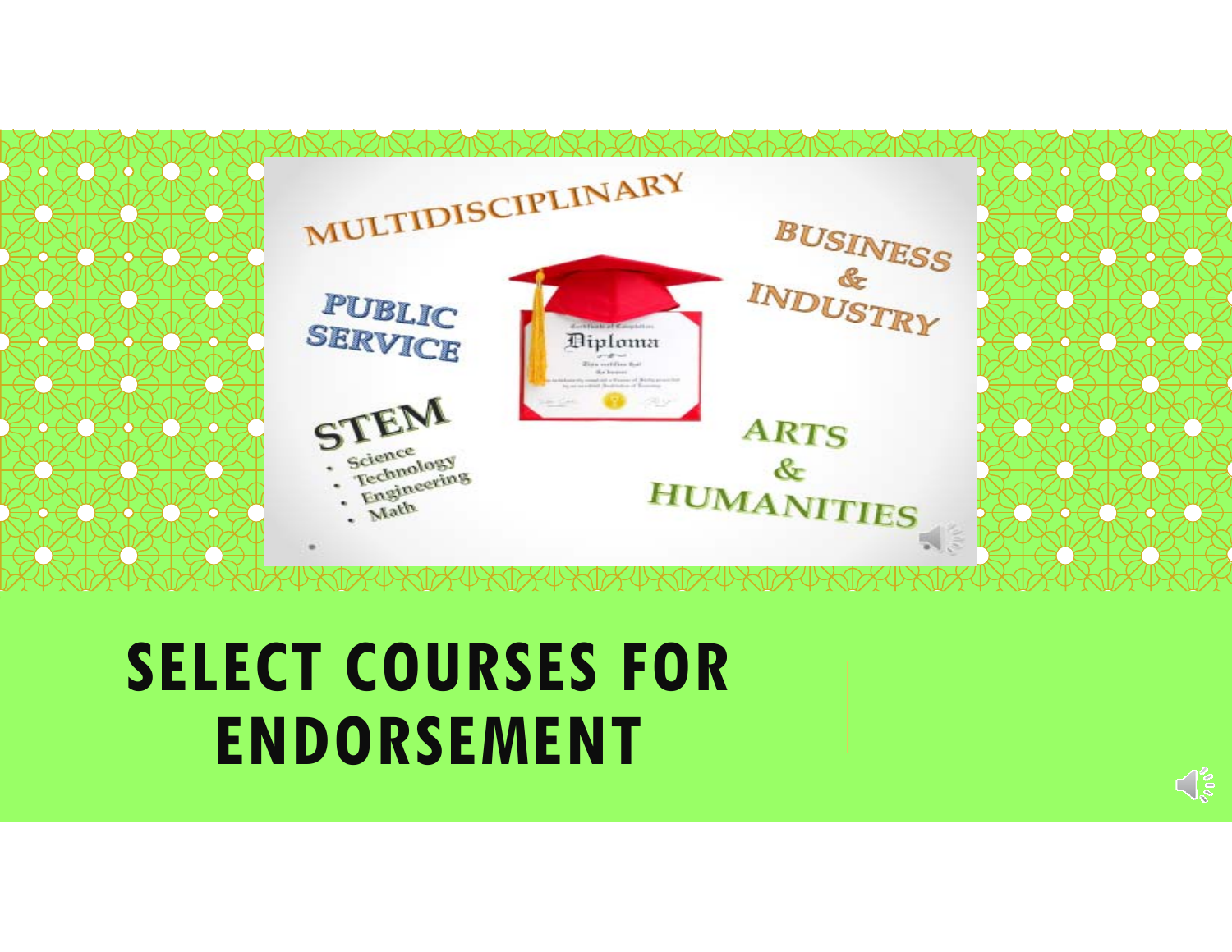MULTIDISCIPLINARY

BUSINESS & INDUSTRY

PUBLIC SERVICE

STEM

- Science
- Technology
- Engineering
- Math

ARTS & HUMANITIES

# SELECT COURSES FOR ENDORSEMENT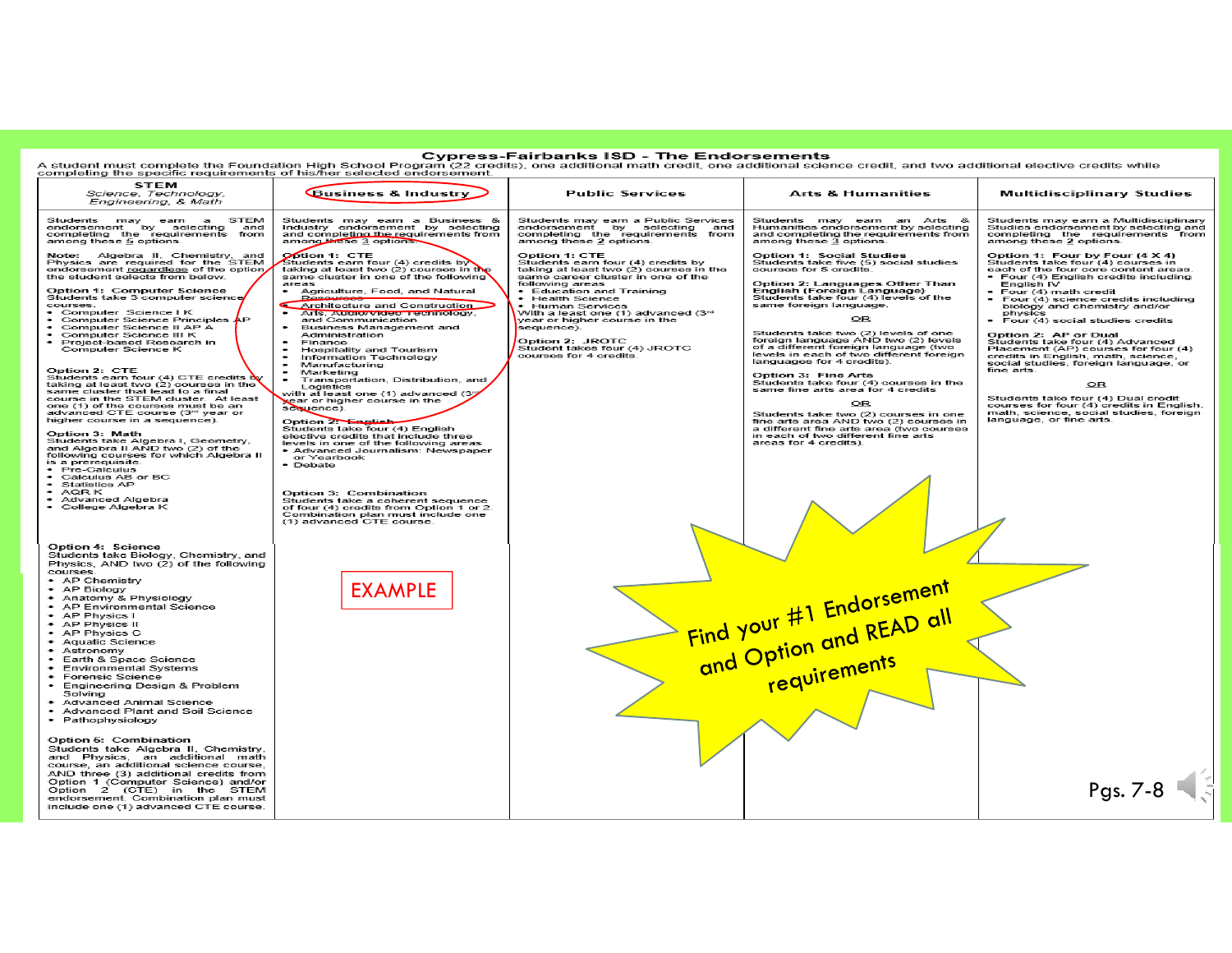# Cypress-Fairbanks ISD - The Endorsements

A student must complete the Foundation High School Program (22 credits), one additional math credit, one additional science credit, and two additional elective credits while completing the specific requirements of his/her selected endorsement.

| STEM *Science, Technology, Engineering, & Math* | Business & Industry | Public Services | Arts & Humanities | Multidisciplinary Studies |
|---|---|---|---|---|
| Students may earn a STEM endorsement by selecting and completing the requirements from among these 5 options.<br><br>Note: Algebra II, Chemistry, and Physics are required for the STEM endorsement regardless of the option the student selects from below.<br><br>**Option 1: Computer Science**<br>Students take 3 computer science courses.<br>• Computer Science I K<br>• Computer Science Principles AP<br>• Computer Science II AP A<br>• Computer Science III K<br>• Project-based Research in Computer Science K<br><br>**Option 2: CTE**<br>Students earn four (4) CTE credits by taking at least two (2) courses in the same cluster that lead to a final course in the STEM cluster. At least one (1) of the courses must be an advanced CTE course (3rd year or higher course in a sequence).<br><br>**Option 3: Math**<br>Students take Algebra I, Geometry, and Algebra II AND two (2) of the following courses for which Algebra II is a prerequisite.<br>• Pre-Calculus<br>• Calculus AB or BC<br>• Statistics AP<br>• AQR K<br>• Advanced Algebra<br>• College Algebra K | Students may earn a Business & Industry endorsement by selecting and completing the requirements from among these 3 options.<br><br>**Option 1: CTE**<br>Students earn four (4) credits by taking at least two (2) courses in the same career cluster in one of the following areas<br>• Agriculture, Food, and Natural Resources<br>• Architecture and Construction<br>• Arts, Audio/Video Technology, and Communication<br>• Business Management and Administration<br>• Finance<br>• Hospitality and Tourism<br>• Information Technology<br>• Manufacturing<br>• Marketing<br>• Transportation, Distribution, and Logistics<br>with at least one (1) advanced (3rd year or higher course in the sequence).<br><br>**Option 2: English**<br>Students take four (4) English elective credits that include three levels in one of the following areas<br>• Advanced Journalism: Newspaper or Yearbook<br>• Debate<br><br>**Option 3: Combination**<br>Students take a coherent sequence of four (4) credits from Option 1 or 2. Combination plan must include one (1) advanced CTE course. | Students may earn a Public Services endorsement by selecting and completing the requirements from among these 2 options.<br><br>**Option 1: CTE**<br>Students earn four (4) credits by taking at least two (2) courses in the same career cluster in one of the following areas<br>• Education and Training<br>• Health Science<br>• Human Services<br>With a least one (1) advanced (3rd year or higher course in the sequence).<br><br>**Option 2: JROTC**<br>Student takes four (4) JROTC courses for 4 credits. | Students may earn an Arts & Humanities endorsement by selecting and completing the requirements from among these 3 options.<br><br>**Option 1: Social Studies**<br>Students take five (5) social studies courses for 5 credits.<br><br>**Option 2: Languages Other Than English (Foreign Language)**<br>Students take four (4) levels of the same foreign language.<br><br>OR<br><br>Students take two (2) levels of one foreign language AND two (2) levels of a different foreign language (two levels in each of two different foreign languages for 4 credits).<br><br>**Option 3: Fine Arts**<br>Students take four (4) courses in the same fine arts area for 4 credits<br><br>OR<br><br>Students take two (2) courses in one fine arts area AND two (2) courses in a different fine arts area (two courses in each of two different fine arts areas for 4 credits). | Students may earn a Multidisciplinary Studies endorsement by selecting and completing the requirements from among these 2 options.<br><br>**Option 1: Four by Four (4 X 4)**<br>Students take four (4) courses in each of the four core content areas.<br>• Four (4) English credits including English IV<br>• Four (4) math credit<br>• Four (4) science credits including biology and chemistry and/or physics<br>• Four (4) social studies credits<br><br>**Option 2: AP or Dual**<br>Students take four (4) Advanced Placement (AP) courses for four (4) credits in English, math, science, social studies, foreign language, or fine arts.<br><br>OR<br><br>Students take four (4) Dual credit courses for four (4) credits in English, math, science, social studies, foreign language, or fine arts. |
| **Option 4: Science**<br>Students take Biology, Chemistry, and Physics, AND two (2) of the following courses<br>• AP Chemistry<br>• AP Biology<br>• Anatomy & Physiology<br>• AP Environmental Science<br>• AP Physics I<br>• AP Physics II<br>• AP Physics C<br>• Aquatic Science<br>• Astronomy<br>• Earth & Space Science<br>• Environmental Systems<br>• Forensic Science<br>• Engineering Design & Problem Solving<br>• Advanced Animal Science<br>• Advanced Plant and Soil Science<br>• Pathophysiology<br><br>**Option 5: Combination**<br>Students take Algebra II, Chemistry, and Physics, an additional math course, an additional science course, AND three (3) additional credits from Option 1 (Computer Science) and/or Option 2 (CTE) in the STEM endorsement. Combination plan must include one (1) advanced CTE course. | EXAMPLE | | | |

Find your #1 Endorsement and Option and READ all requirements

Pgs. 7-8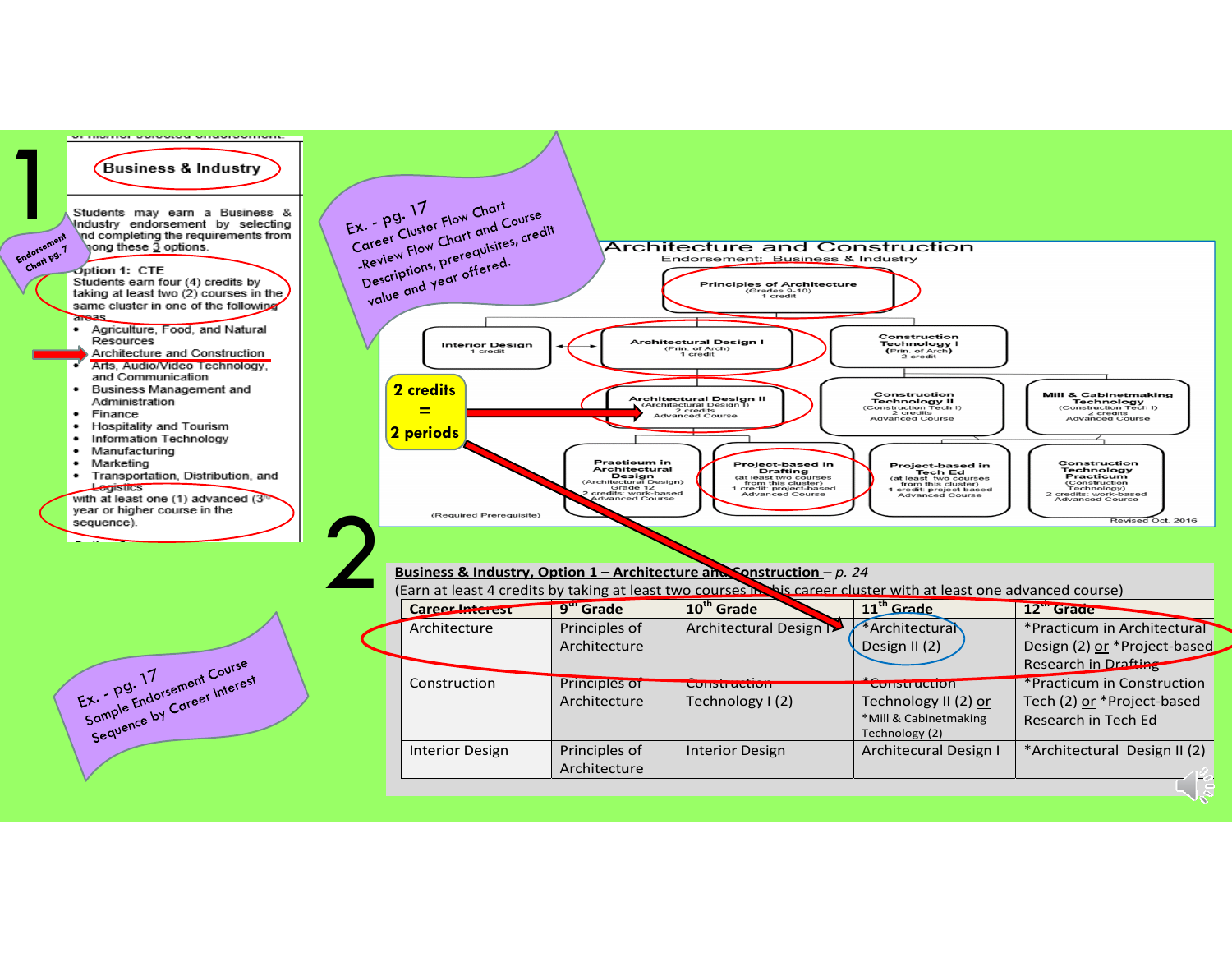1

## Business & Industry

Students may earn a Business & Industry endorsement by selecting and completing the requirements from among these 3 options.

Option 1: CTE
Students earn four (4) credits by taking at least two (2) courses in the same cluster in one of the following areas

- Agriculture, Food, and Natural Resources
- Architecture and Construction
- Arts, Audio/Video Technology, and Communication
- Business Management and Administration
- Finance
- Hospitality and Tourism
- Information Technology
- Manufacturing
- Marketing
- Transportation, Distribution, and Logistics

with at least one (1) advanced (3rd year or higher course in the sequence).

Endorsement Chart pg. 7

Ex. - pg. 17
Career Cluster Flow Chart
-Review Flow Chart and Course Descriptions, prerequisites, credit value and year offered.

## Architecture and Construction

Endorsement: Business & Industry

- **Principles of Architecture** (Grades 9-10) 1 credit
- **Interior Design** 1 credit
- **Architectural Design I** (Prin. of Arch) 1 credit
- **Construction Technology I** (Prin. of Arch) 2 credits
- **Architectural Design II** (Architectural Design I) 2 credits Advanced Course
- **Construction Technology II** (Construction Tech I) 2 credits Advanced Course
- **Mill & Cabinetmaking Technology** (Construction Tech I) 2 credits Advanced Course
- **Practicum in Architectural Design** (Architectural Design) Grade 12 2 credits: work-based Advanced Course
- **Project-based in Drafting** (at least two courses from this cluster) 1 credit: project-based Advanced Course
- **Project-based in Tech Ed** (at least two courses from this cluster) 1 credit: project-based Advanced Course
- **Construction Technology Practicum** (Construction Technology) 2 credits: work-based Advanced Course

(Required Prerequisite)

Revised Oct. 2016

2 credits = 2 periods

2

Ex. - pg. 17
Sample Endorsement Course Sequence by Career Interest

**Business & Industry, Option 1 – Architecture and Construction** – *p. 24*

(Earn at least 4 credits by taking at least two courses in this career cluster with at least one advanced course)

| Career Interest | 9th Grade | 10th Grade | 11th Grade | 12th Grade |
|---|---|---|---|---|
| Architecture | Principles of Architecture | Architectural Design I | *Architectural Design II (2) | *Practicum in Architectural Design (2) or *Project-based Research in Drafting |
| Construction | Principles of Architecture | Construction Technology I (2) | *Construction Technology II (2) or *Mill & Cabinetmaking Technology (2) | *Practicum in Construction Tech (2) or *Project-based Research in Tech Ed |
| Interior Design | Principles of Architecture | Interior Design | Architecural Design I | *Architectural Design II (2) |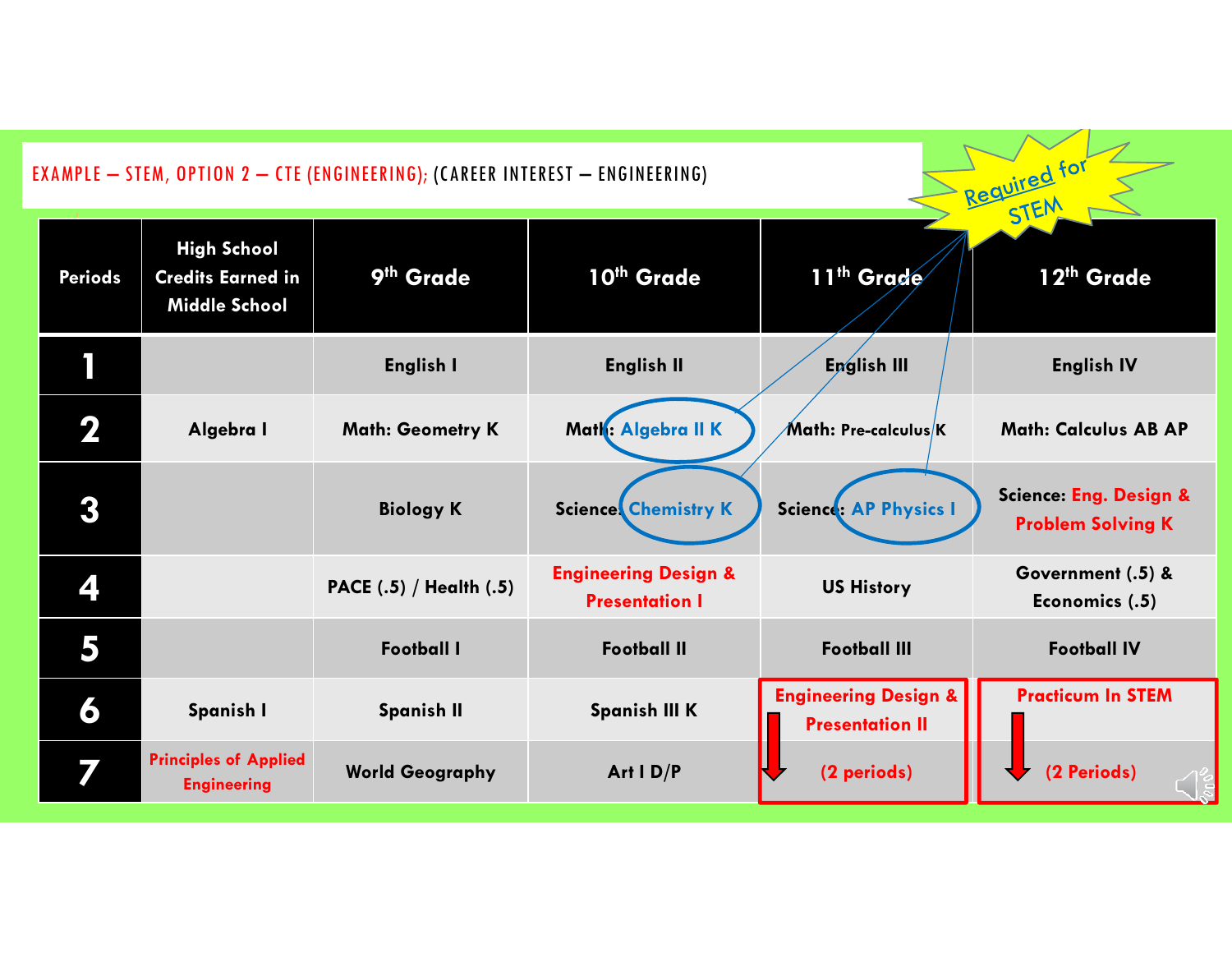EXAMPLE – STEM, OPTION 2 – CTE (ENGINEERING); (CAREER INTEREST – ENGINEERING)

Required for STEM

| Periods | High School Credits Earned in Middle School | 9th Grade | 10th Grade | 11th Grade | 12th Grade |
|---|---|---|---|---|---|
| 1 | | English I | English II | English III | English IV |
| 2 | Algebra I | Math: Geometry K | Math: Algebra II K | Math: Pre-calculus K | Math: Calculus AB AP |
| 3 | | Biology K | Science: Chemistry K | Science: AP Physics I | Science: Eng. Design & Problem Solving K |
| 4 | | PACE (.5) / Health (.5) | Engineering Design & Presentation I | US History | Government (.5) & Economics (.5) |
| 5 | | Football I | Football II | Football III | Football IV |
| 6 | Spanish I | Spanish II | Spanish III K | Engineering Design & Presentation II (2 periods) | Practicum In STEM (2 Periods) |
| 7 | Principles of Applied Engineering | World Geography | Art I D/P | | |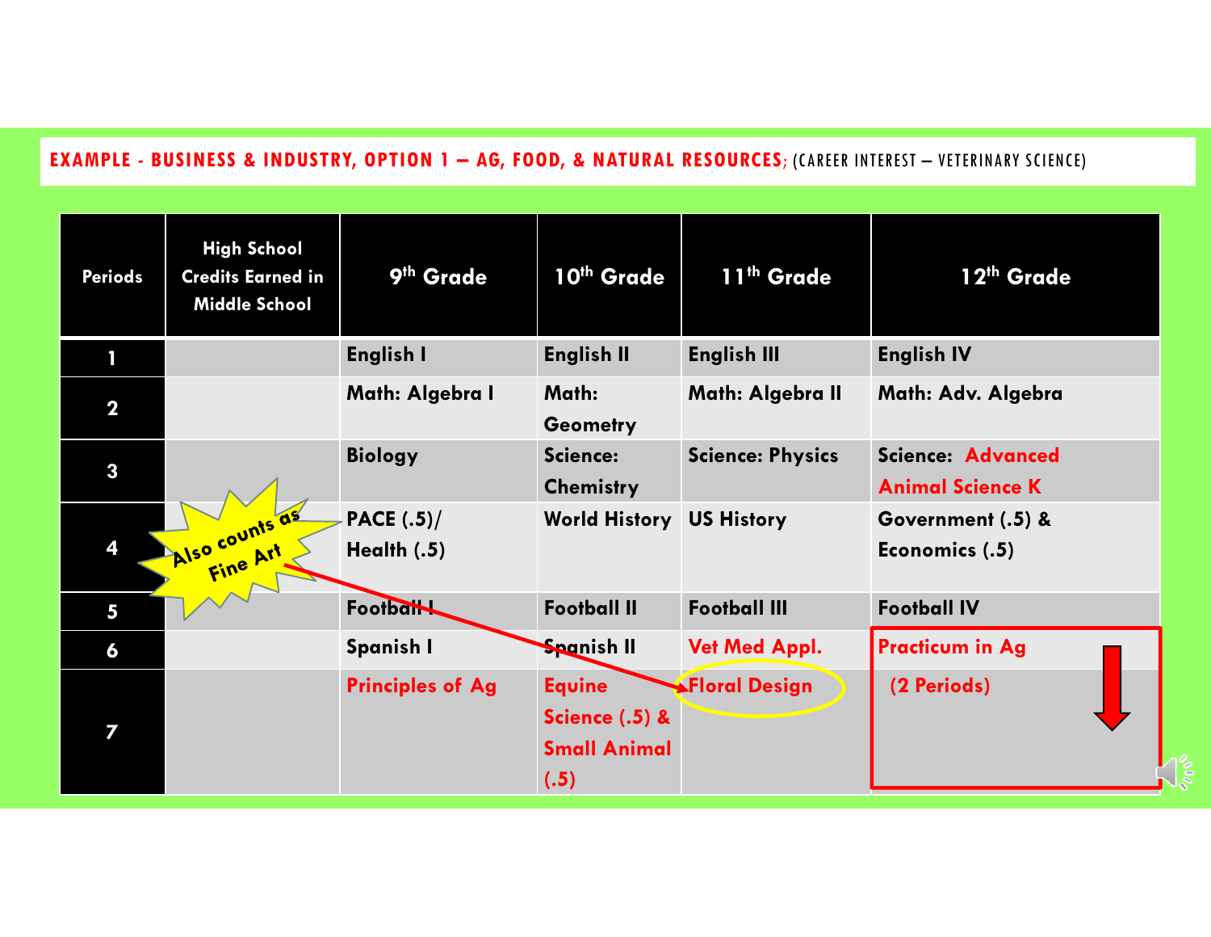**EXAMPLE - BUSINESS & INDUSTRY, OPTION 1 – AG, FOOD, & NATURAL RESOURCES**; (CAREER INTEREST – VETERINARY SCIENCE)

| Periods | High School Credits Earned in Middle School | 9th Grade | 10th Grade | 11th Grade | 12th Grade |
|---|---|---|---|---|---|
| 1 | | English I | English II | English III | English IV |
| 2 | | Math: Algebra I | Math: Geometry | Math: Algebra II | Math: Adv. Algebra |
| 3 | | Biology | Science: Chemistry | Science: Physics | Science: Advanced Animal Science K |
| 4 | | PACE (.5)/ Health (.5) | World History | US History | Government (.5) & Economics (.5) |
| 5 | | Football I | Football II | Football III | Football IV |
| 6 | | Spanish I | Spanish II | Vet Med Appl. | Practicum in Ag (2 Periods) |
| 7 | | Principles of Ag | Equine Science (.5) & Small Animal (.5) | Floral Design | |

Also counts as Fine Art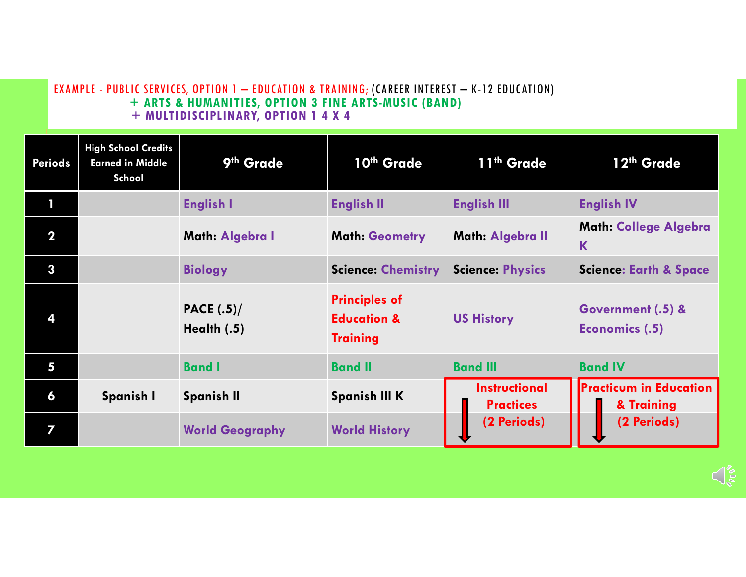EXAMPLE - PUBLIC SERVICES, OPTION 1 – EDUCATION & TRAINING; (CAREER INTEREST – K-12 EDUCATION)
+ ARTS & HUMANITIES, OPTION 3 FINE ARTS-MUSIC (BAND)
+ MULTIDISCIPLINARY, OPTION 1 4 X 4

| Periods | High School Credits Earned in Middle School | 9th Grade | 10th Grade | 11th Grade | 12th Grade |
|---|---|---|---|---|---|
| 1 | | English I | English II | English III | English IV |
| 2 | | Math: Algebra I | Math: Geometry | Math: Algebra II | Math: College Algebra K |
| 3 | | Biology | Science: Chemistry | Science: Physics | Science: Earth & Space |
| 4 | | PACE (.5)/ Health (.5) | Principles of Education & Training | US History | Government (.5) & Economics (.5) |
| 5 | | Band I | Band II | Band III | Band IV |
| 6 | Spanish I | Spanish II | Spanish III K | Instructional Practices (2 Periods) | Practicum in Education & Training (2 Periods) |
| 7 | | World Geography | World History | | |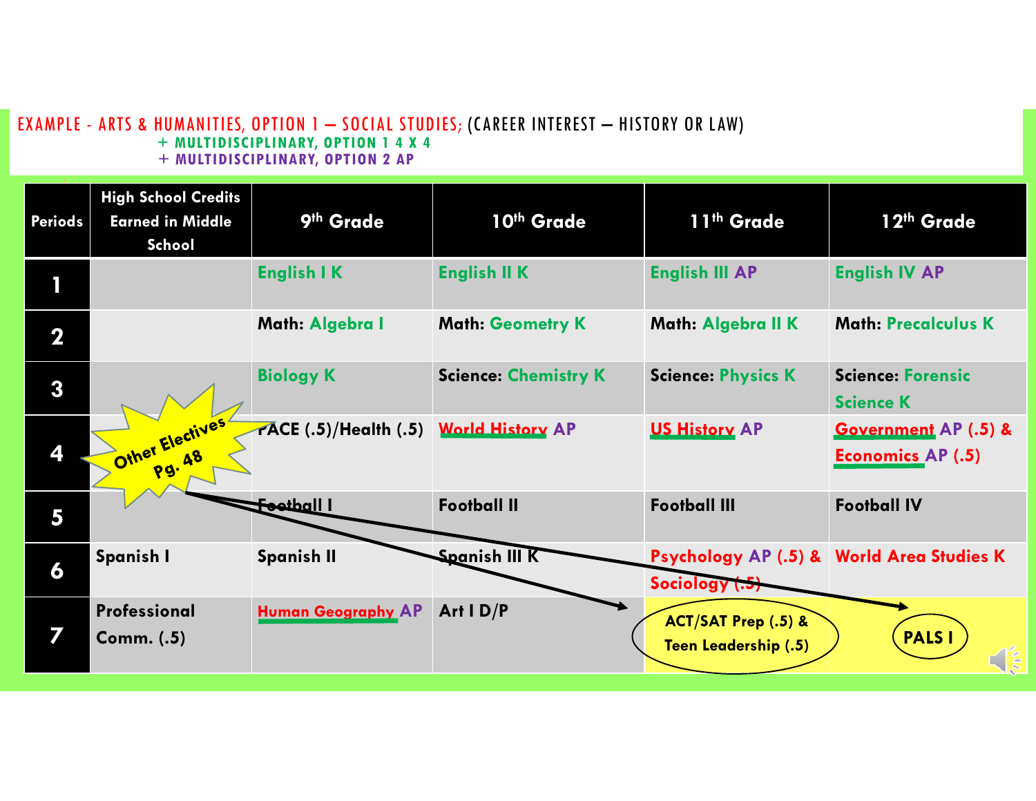EXAMPLE - ARTS & HUMANITIES, OPTION 1 – SOCIAL STUDIES; (CAREER INTEREST – HISTORY OR LAW)
+ MULTIDISCIPLINARY, OPTION 1 4 X 4
+ MULTIDISCIPLINARY, OPTION 2 AP

| Periods | High School Credits Earned in Middle School | 9th Grade | 10th Grade | 11th Grade | 12th Grade |
|---|---|---|---|---|---|
| 1 | | English I K | English II K | English III AP | English IV AP |
| 2 | | Math: Algebra I | Math: Geometry K | Math: Algebra II K | Math: Precalculus K |
| 3 | | Biology K | Science: Chemistry K | Science: Physics K | Science: Forensic Science K |
| 4 | | PACE (.5)/Health (.5) | World History AP | US History AP | Government AP (.5) & Economics AP (.5) |
| 5 | | Football I | Football II | Football III | Football IV |
| 6 | Spanish I | Spanish II | Spanish III K | Psychology AP (.5) & Sociology (.5) | World Area Studies K |
| 7 | Professional Comm. (.5) | Human Geography AP | Art I D/P | ACT/SAT Prep (.5) & Teen Leadership (.5) | PALS I |

Other Electives Pg. 48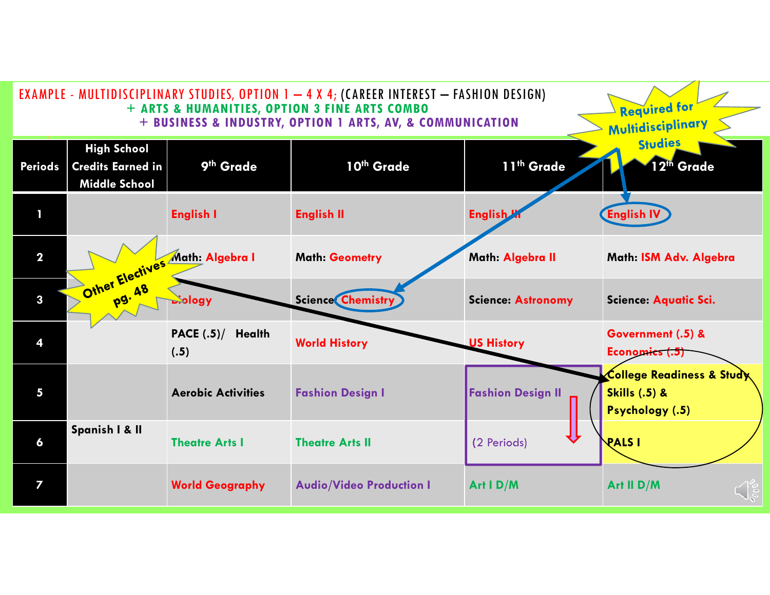EXAMPLE - MULTIDISCIPLINARY STUDIES, OPTION 1 – 4 X 4; (CAREER INTEREST – FASHION DESIGN)
+ ARTS & HUMANITIES, OPTION 3 FINE ARTS COMBO
+ BUSINESS & INDUSTRY, OPTION 1 ARTS, AV, & COMMUNICATION

Required for Multidisciplinary Studies

Other Electives pg. 48

| Periods | High School Credits Earned in Middle School | 9th Grade | 10th Grade | 11th Grade | 12th Grade |
|---|---|---|---|---|---|
| 1 | | English I | English II | English III | English IV |
| 2 | | Math: Algebra I | Math: Geometry | Math: Algebra II | Math: ISM Adv. Algebra |
| 3 | | Biology | Science: Chemistry | Science: Astronomy | Science: Aquatic Sci. |
| 4 | | PACE (.5)/ Health (.5) | World History | US History | Government (.5) & Economics (.5) |
| 5 | | Aerobic Activities | Fashion Design I | Fashion Design II | College Readiness & Study Skills (.5) & Psychology (.5) |
| 6 | Spanish I & II | Theatre Arts I | Theatre Arts II | (2 Periods) | PALS I |
| 7 | | World Geography | Audio/Video Production I | Art I D/M | Art II D/M |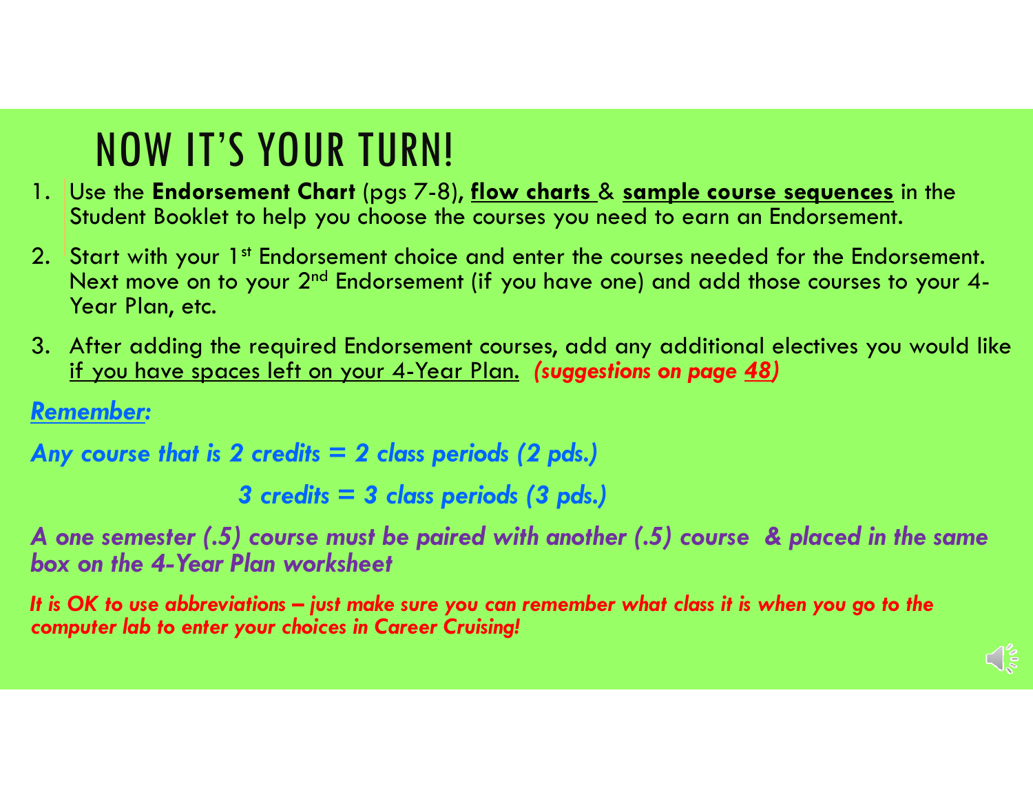# NOW IT'S YOUR TURN!

1. Use the **Endorsement Chart** (pgs 7-8), **flow charts** & **sample course sequences** in the Student Booklet to help you choose the courses you need to earn an Endorsement.
2. Start with your 1st Endorsement choice and enter the courses needed for the Endorsement. Next move on to your 2nd Endorsement (if you have one) and add those courses to your 4-Year Plan, etc.
3. After adding the required Endorsement courses, add any additional electives you would like if you have spaces left on your 4-Year Plan. ***(suggestions on page 48)***

***Remember:***

***Any course that is 2 credits = 2 class periods (2 pds.)***

***3 credits = 3 class periods (3 pds.)***

***A one semester (.5) course must be paired with another (.5) course & placed in the same box on the 4-Year Plan worksheet***

***It is OK to use abbreviations – just make sure you can remember what class it is when you go to the computer lab to enter your choices in Career Cruising!***